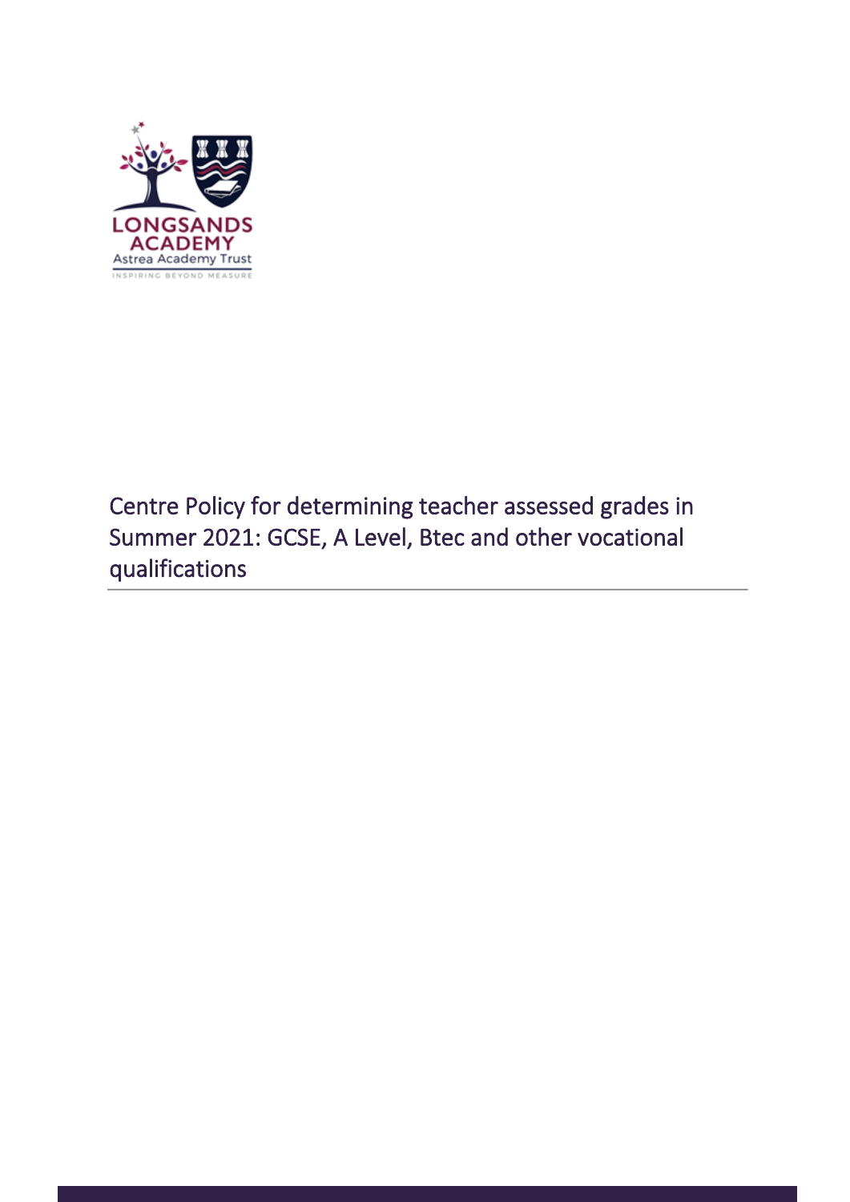LONGSANDS ACADEMY
Astrea Academy Trust
INSPIRING BEYOND MEASURE

# Centre Policy for determining teacher assessed grades in Summer 2021: GCSE, A Level, Btec and other vocational qualifications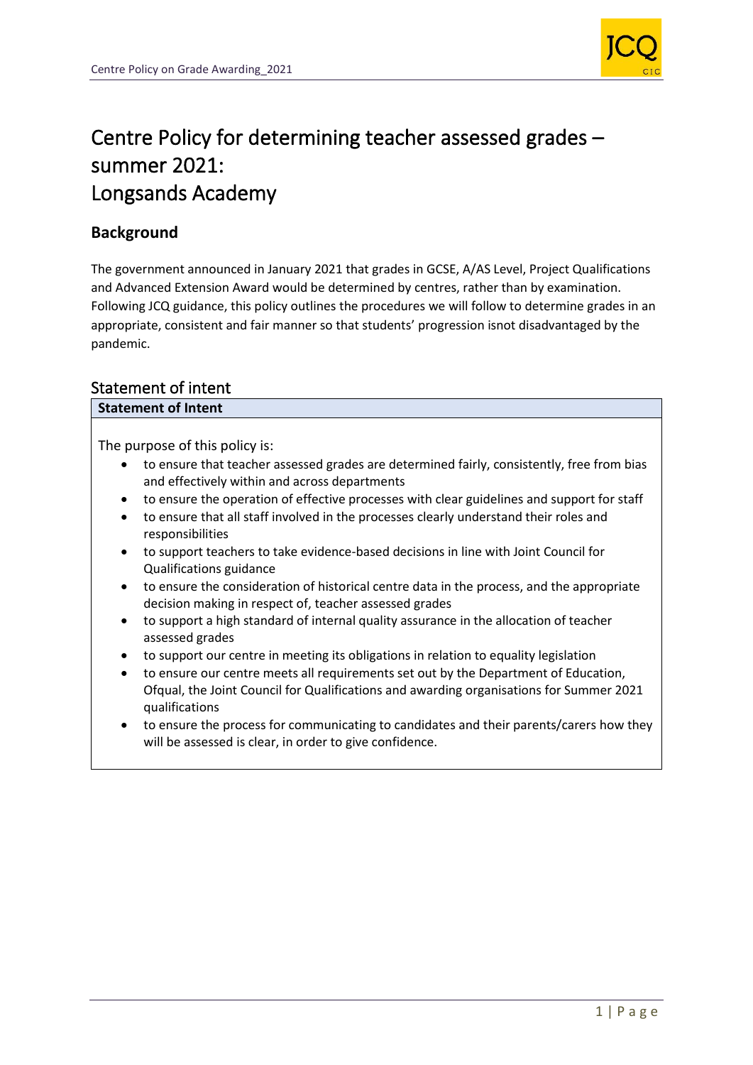# Centre Policy for determining teacher assessed grades – summer 2021: Longsands Academy

## Background

The government announced in January 2021 that grades in GCSE, A/AS Level, Project Qualifications and Advanced Extension Award would be determined by centres, rather than by examination. Following JCQ guidance, this policy outlines the procedures we will follow to determine grades in an appropriate, consistent and fair manner so that students' progression isnot disadvantaged by the pandemic.

## Statement of intent

| Statement of Intent |
|---|
| The purpose of this policy is:<br>• to ensure that teacher assessed grades are determined fairly, consistently, free from bias and effectively within and across departments<br>• to ensure the operation of effective processes with clear guidelines and support for staff<br>• to ensure that all staff involved in the processes clearly understand their roles and responsibilities<br>• to support teachers to take evidence-based decisions in line with Joint Council for Qualifications guidance<br>• to ensure the consideration of historical centre data in the process, and the appropriate decision making in respect of, teacher assessed grades<br>• to support a high standard of internal quality assurance in the allocation of teacher assessed grades<br>• to support our centre in meeting its obligations in relation to equality legislation<br>• to ensure our centre meets all requirements set out by the Department of Education, Ofqual, the Joint Council for Qualifications and awarding organisations for Summer 2021 qualifications<br>• to ensure the process for communicating to candidates and their parents/carers how they will be assessed is clear, in order to give confidence. |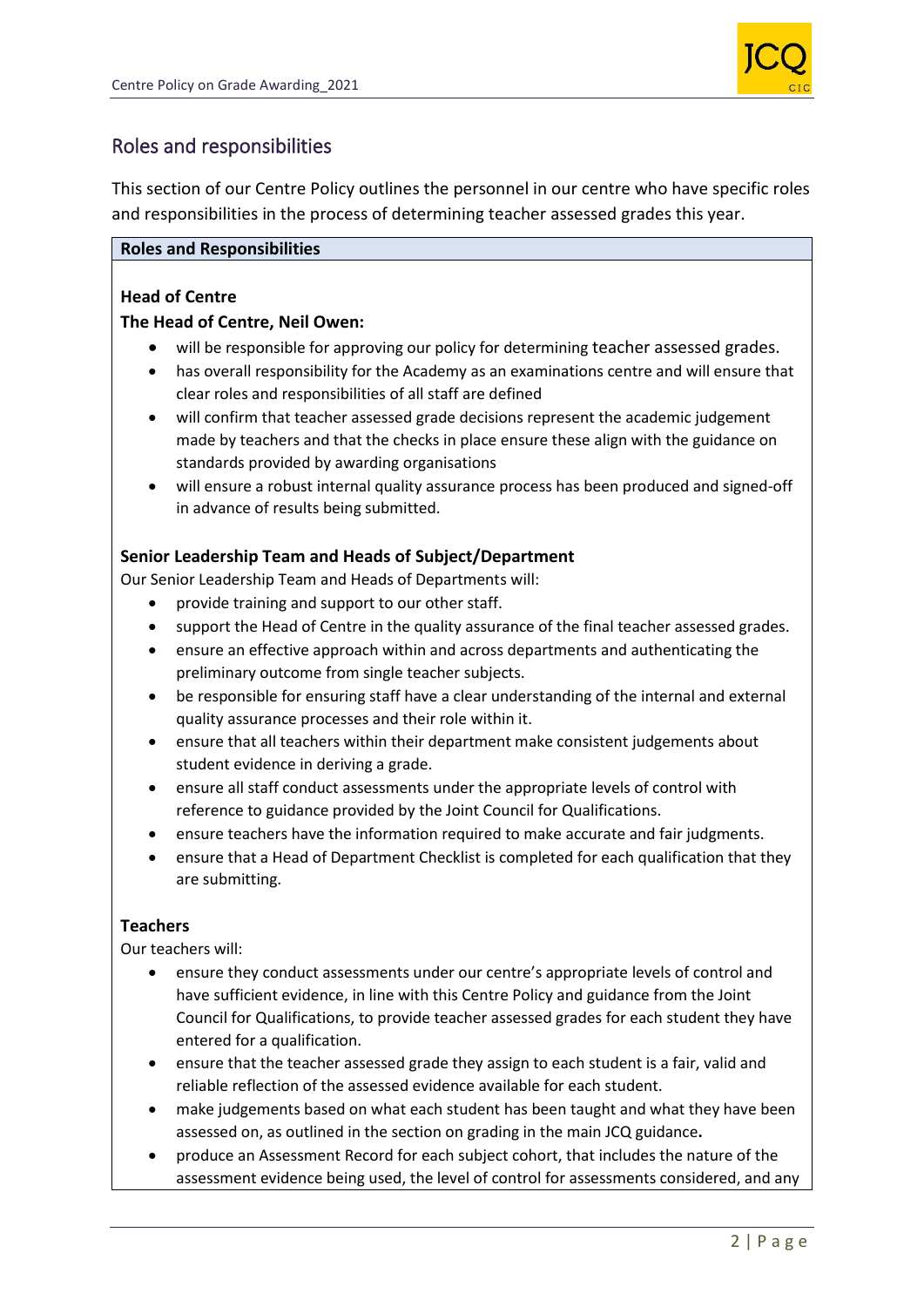## Roles and responsibilities

This section of our Centre Policy outlines the personnel in our centre who have specific roles and responsibilities in the process of determining teacher assessed grades this year.

**Roles and Responsibilities**

**Head of Centre**

**The Head of Centre, Neil Owen:**

- will be responsible for approving our policy for determining teacher assessed grades.
- has overall responsibility for the Academy as an examinations centre and will ensure that clear roles and responsibilities of all staff are defined
- will confirm that teacher assessed grade decisions represent the academic judgement made by teachers and that the checks in place ensure these align with the guidance on standards provided by awarding organisations
- will ensure a robust internal quality assurance process has been produced and signed-off in advance of results being submitted.

**Senior Leadership Team and Heads of Subject/Department**

Our Senior Leadership Team and Heads of Departments will:

- provide training and support to our other staff.
- support the Head of Centre in the quality assurance of the final teacher assessed grades.
- ensure an effective approach within and across departments and authenticating the preliminary outcome from single teacher subjects.
- be responsible for ensuring staff have a clear understanding of the internal and external quality assurance processes and their role within it.
- ensure that all teachers within their department make consistent judgements about student evidence in deriving a grade.
- ensure all staff conduct assessments under the appropriate levels of control with reference to guidance provided by the Joint Council for Qualifications.
- ensure teachers have the information required to make accurate and fair judgments.
- ensure that a Head of Department Checklist is completed for each qualification that they are submitting.

**Teachers**

Our teachers will:

- ensure they conduct assessments under our centre's appropriate levels of control and have sufficient evidence, in line with this Centre Policy and guidance from the Joint Council for Qualifications, to provide teacher assessed grades for each student they have entered for a qualification.
- ensure that the teacher assessed grade they assign to each student is a fair, valid and reliable reflection of the assessed evidence available for each student.
- make judgements based on what each student has been taught and what they have been assessed on, as outlined in the section on grading in the main JCQ guidance**.**
- produce an Assessment Record for each subject cohort, that includes the nature of the assessment evidence being used, the level of control for assessments considered, and any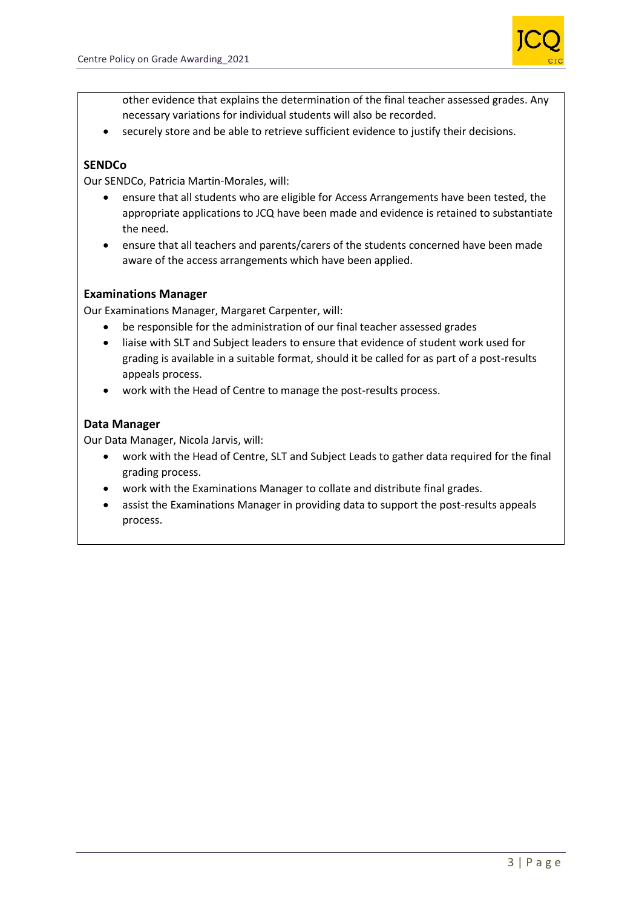other evidence that explains the determination of the final teacher assessed grades. Any necessary variations for individual students will also be recorded.
- securely store and be able to retrieve sufficient evidence to justify their decisions.

**SENDCo**

Our SENDCo, Patricia Martin-Morales, will:

- ensure that all students who are eligible for Access Arrangements have been tested, the appropriate applications to JCQ have been made and evidence is retained to substantiate the need.
- ensure that all teachers and parents/carers of the students concerned have been made aware of the access arrangements which have been applied.

**Examinations Manager**

Our Examinations Manager, Margaret Carpenter, will:

- be responsible for the administration of our final teacher assessed grades
- liaise with SLT and Subject leaders to ensure that evidence of student work used for grading is available in a suitable format, should it be called for as part of a post-results appeals process.
- work with the Head of Centre to manage the post-results process.

**Data Manager**

Our Data Manager, Nicola Jarvis, will:

- work with the Head of Centre, SLT and Subject Leads to gather data required for the final grading process.
- work with the Examinations Manager to collate and distribute final grades.
- assist the Examinations Manager in providing data to support the post-results appeals process.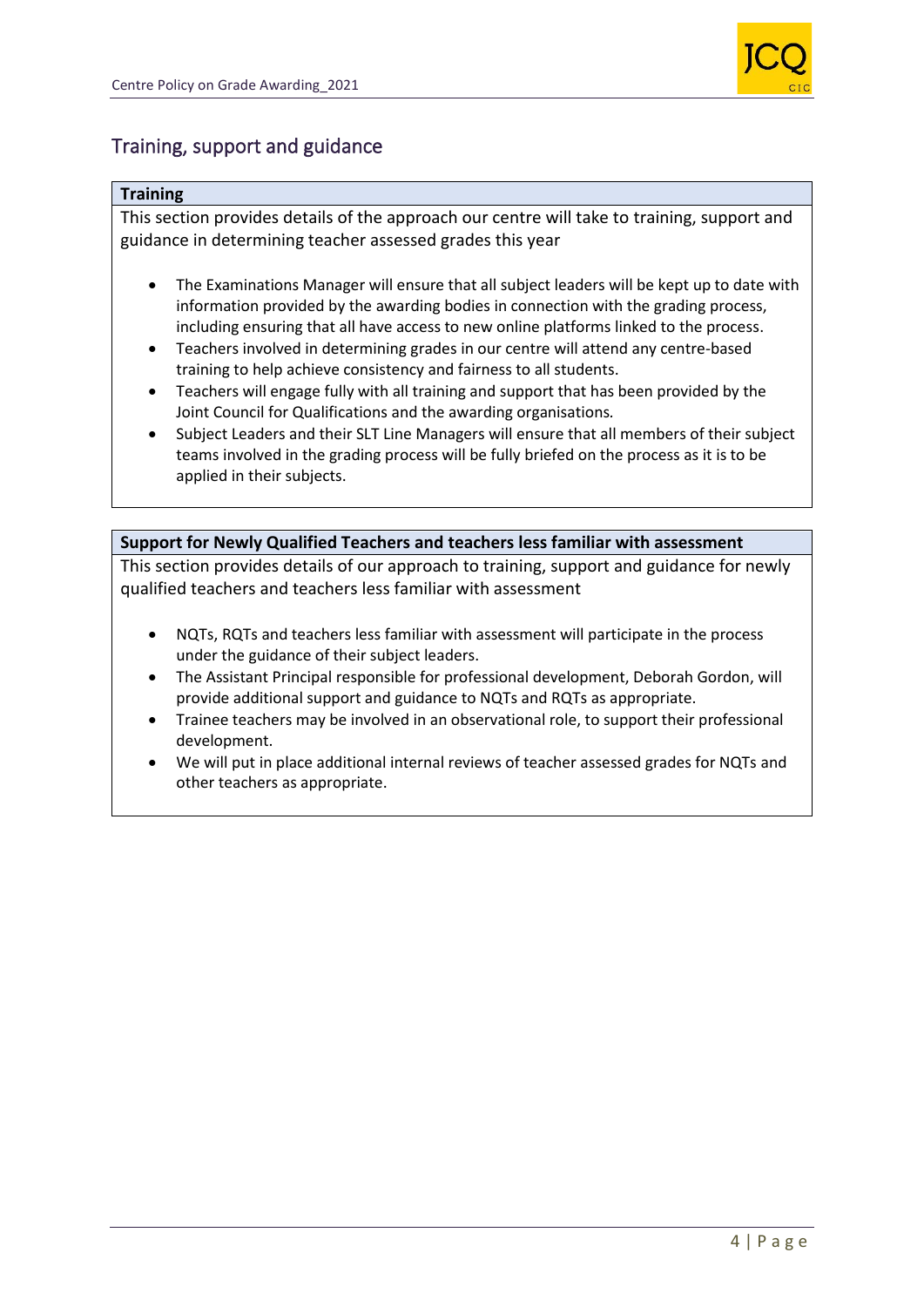## Training, support and guidance

### Training

This section provides details of the approach our centre will take to training, support and guidance in determining teacher assessed grades this year

- The Examinations Manager will ensure that all subject leaders will be kept up to date with information provided by the awarding bodies in connection with the grading process, including ensuring that all have access to new online platforms linked to the process.
- Teachers involved in determining grades in our centre will attend any centre-based training to help achieve consistency and fairness to all students.
- Teachers will engage fully with all training and support that has been provided by the Joint Council for Qualifications and the awarding organisations.
- Subject Leaders and their SLT Line Managers will ensure that all members of their subject teams involved in the grading process will be fully briefed on the process as it is to be applied in their subjects.

### Support for Newly Qualified Teachers and teachers less familiar with assessment

This section provides details of our approach to training, support and guidance for newly qualified teachers and teachers less familiar with assessment

- NQTs, RQTs and teachers less familiar with assessment will participate in the process under the guidance of their subject leaders.
- The Assistant Principal responsible for professional development, Deborah Gordon, will provide additional support and guidance to NQTs and RQTs as appropriate.
- Trainee teachers may be involved in an observational role, to support their professional development.
- We will put in place additional internal reviews of teacher assessed grades for NQTs and other teachers as appropriate.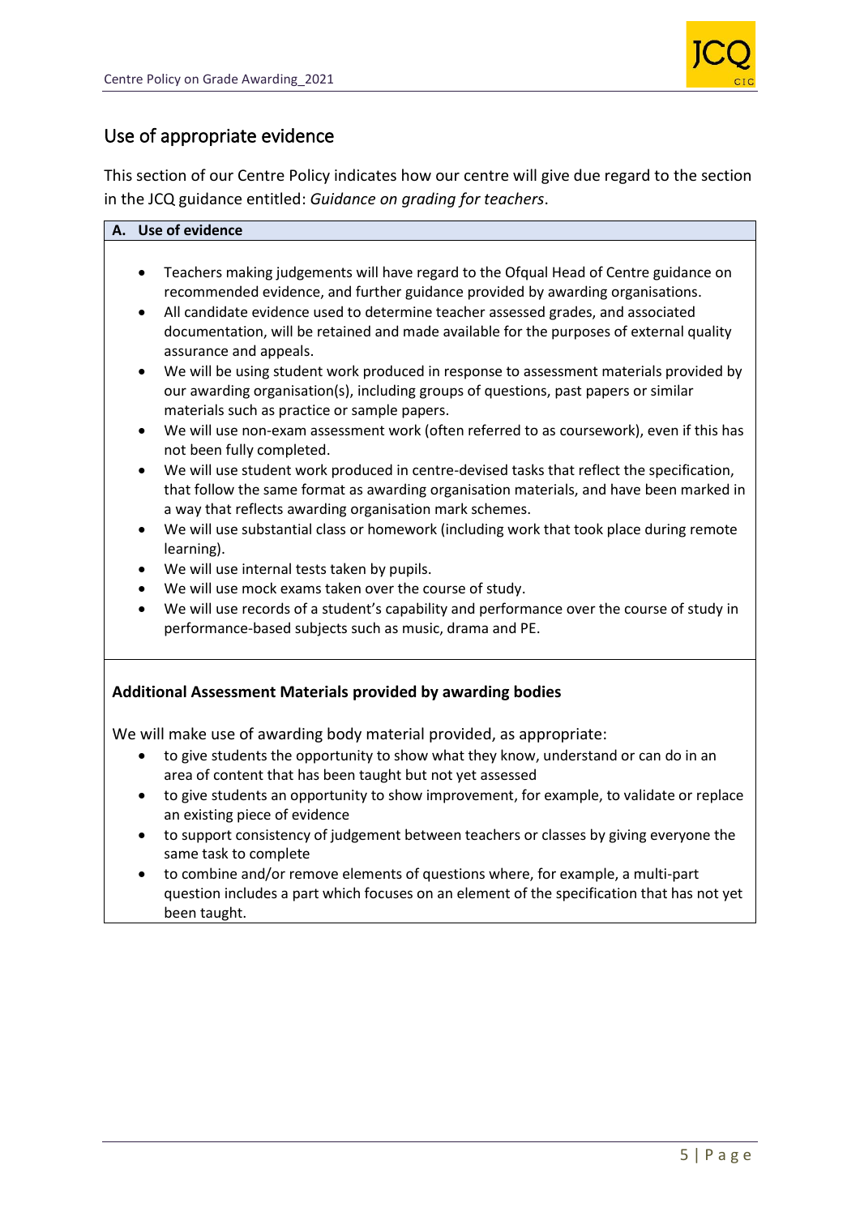## Use of appropriate evidence

This section of our Centre Policy indicates how our centre will give due regard to the section in the JCQ guidance entitled: *Guidance on grading for teachers*.

**A. Use of evidence**

- Teachers making judgements will have regard to the Ofqual Head of Centre guidance on recommended evidence, and further guidance provided by awarding organisations.
- All candidate evidence used to determine teacher assessed grades, and associated documentation, will be retained and made available for the purposes of external quality assurance and appeals.
- We will be using student work produced in response to assessment materials provided by our awarding organisation(s), including groups of questions, past papers or similar materials such as practice or sample papers.
- We will use non-exam assessment work (often referred to as coursework), even if this has not been fully completed.
- We will use student work produced in centre-devised tasks that reflect the specification, that follow the same format as awarding organisation materials, and have been marked in a way that reflects awarding organisation mark schemes.
- We will use substantial class or homework (including work that took place during remote learning).
- We will use internal tests taken by pupils.
- We will use mock exams taken over the course of study.
- We will use records of a student's capability and performance over the course of study in performance-based subjects such as music, drama and PE.

**Additional Assessment Materials provided by awarding bodies**

We will make use of awarding body material provided, as appropriate:

- to give students the opportunity to show what they know, understand or can do in an area of content that has been taught but not yet assessed
- to give students an opportunity to show improvement, for example, to validate or replace an existing piece of evidence
- to support consistency of judgement between teachers or classes by giving everyone the same task to complete
- to combine and/or remove elements of questions where, for example, a multi-part question includes a part which focuses on an element of the specification that has not yet been taught.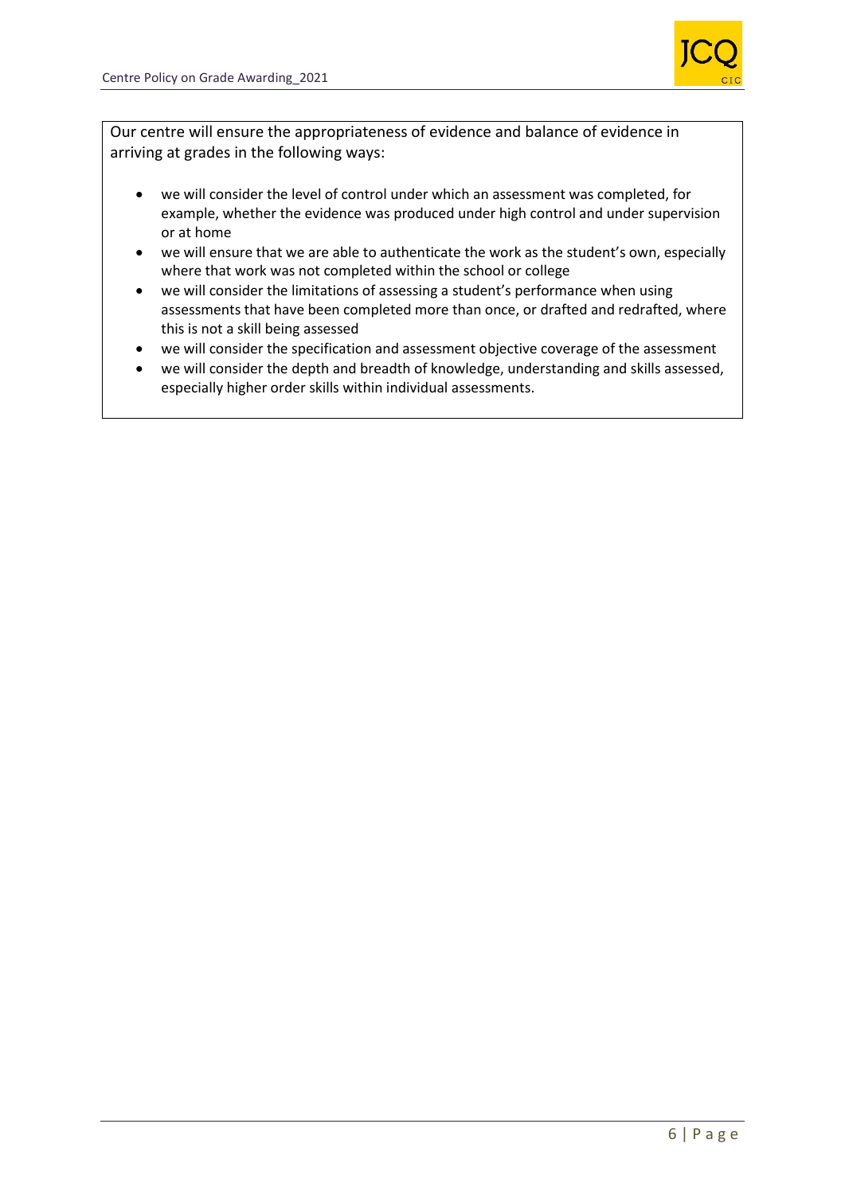Our centre will ensure the appropriateness of evidence and balance of evidence in arriving at grades in the following ways:

- we will consider the level of control under which an assessment was completed, for example, whether the evidence was produced under high control and under supervision or at home
- we will ensure that we are able to authenticate the work as the student's own, especially where that work was not completed within the school or college
- we will consider the limitations of assessing a student's performance when using assessments that have been completed more than once, or drafted and redrafted, where this is not a skill being assessed
- we will consider the specification and assessment objective coverage of the assessment
- we will consider the depth and breadth of knowledge, understanding and skills assessed, especially higher order skills within individual assessments.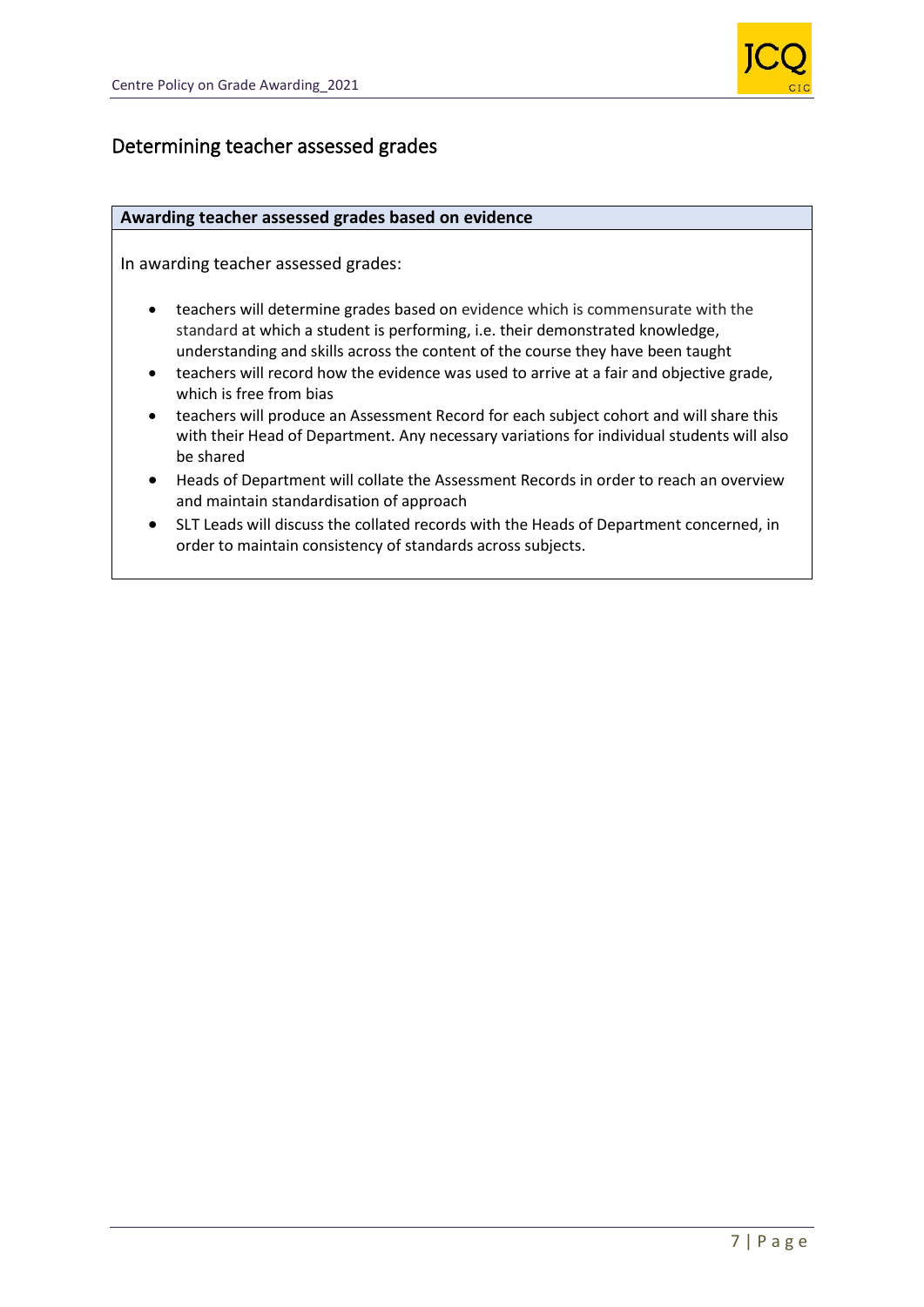## Determining teacher assessed grades

**Awarding teacher assessed grades based on evidence**

In awarding teacher assessed grades:

- teachers will determine grades based on evidence which is commensurate with the standard at which a student is performing, i.e. their demonstrated knowledge, understanding and skills across the content of the course they have been taught
- teachers will record how the evidence was used to arrive at a fair and objective grade, which is free from bias
- teachers will produce an Assessment Record for each subject cohort and will share this with their Head of Department. Any necessary variations for individual students will also be shared
- Heads of Department will collate the Assessment Records in order to reach an overview and maintain standardisation of approach
- SLT Leads will discuss the collated records with the Heads of Department concerned, in order to maintain consistency of standards across subjects.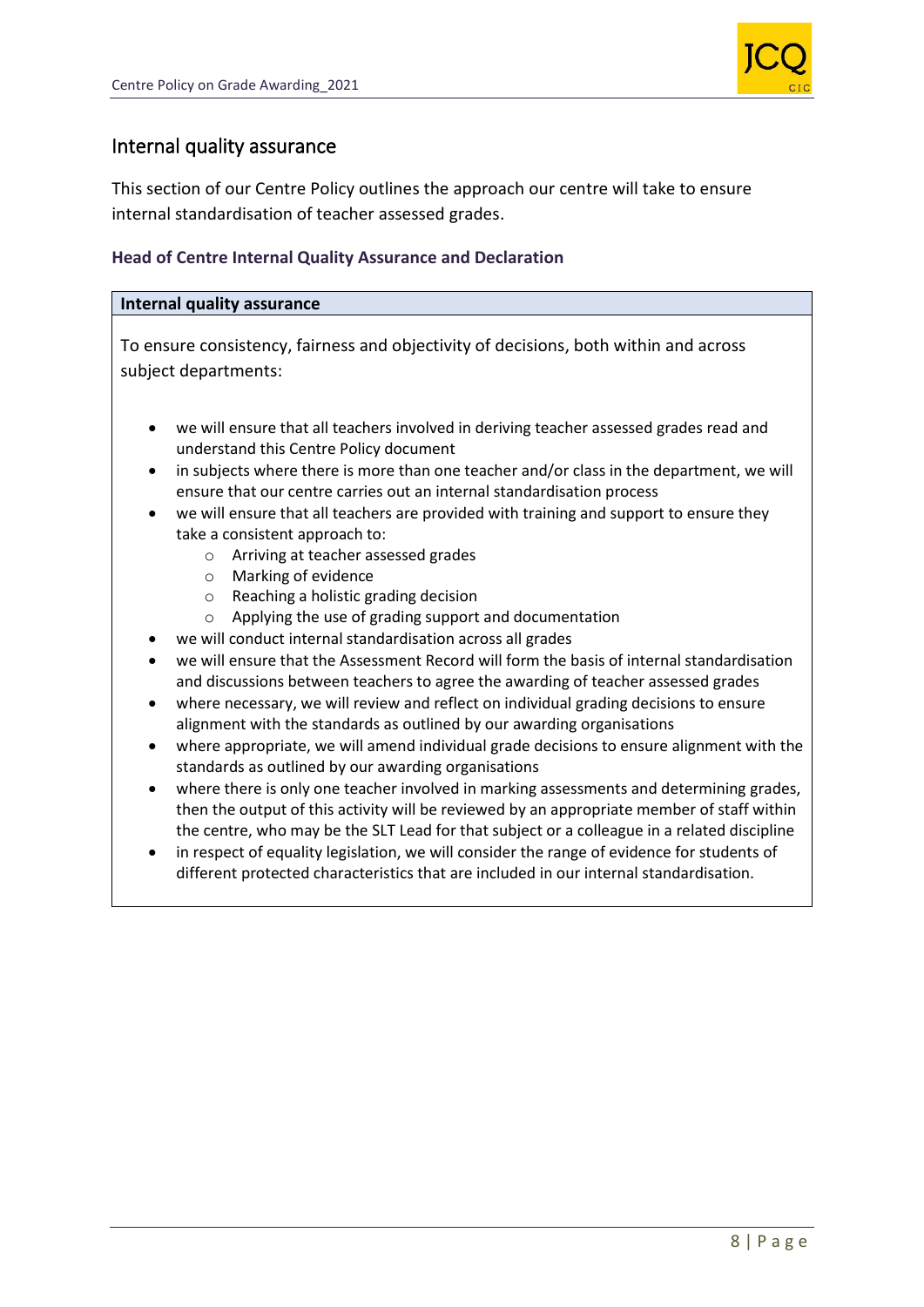## Internal quality assurance

This section of our Centre Policy outlines the approach our centre will take to ensure internal standardisation of teacher assessed grades.

### Head of Centre Internal Quality Assurance and Declaration

| Internal quality assurance |
|---|
| To ensure consistency, fairness and objectivity of decisions, both within and across subject departments:<br><br>• we will ensure that all teachers involved in deriving teacher assessed grades read and understand this Centre Policy document<br>• in subjects where there is more than one teacher and/or class in the department, we will ensure that our centre carries out an internal standardisation process<br>• we will ensure that all teachers are provided with training and support to ensure they take a consistent approach to:<br>&nbsp;&nbsp;&nbsp;&nbsp;○ Arriving at teacher assessed grades<br>&nbsp;&nbsp;&nbsp;&nbsp;○ Marking of evidence<br>&nbsp;&nbsp;&nbsp;&nbsp;○ Reaching a holistic grading decision<br>&nbsp;&nbsp;&nbsp;&nbsp;○ Applying the use of grading support and documentation<br>• we will conduct internal standardisation across all grades<br>• we will ensure that the Assessment Record will form the basis of internal standardisation and discussions between teachers to agree the awarding of teacher assessed grades<br>• where necessary, we will review and reflect on individual grading decisions to ensure alignment with the standards as outlined by our awarding organisations<br>• where appropriate, we will amend individual grade decisions to ensure alignment with the standards as outlined by our awarding organisations<br>• where there is only one teacher involved in marking assessments and determining grades, then the output of this activity will be reviewed by an appropriate member of staff within the centre, who may be the SLT Lead for that subject or a colleague in a related discipline<br>• in respect of equality legislation, we will consider the range of evidence for students of different protected characteristics that are included in our internal standardisation. |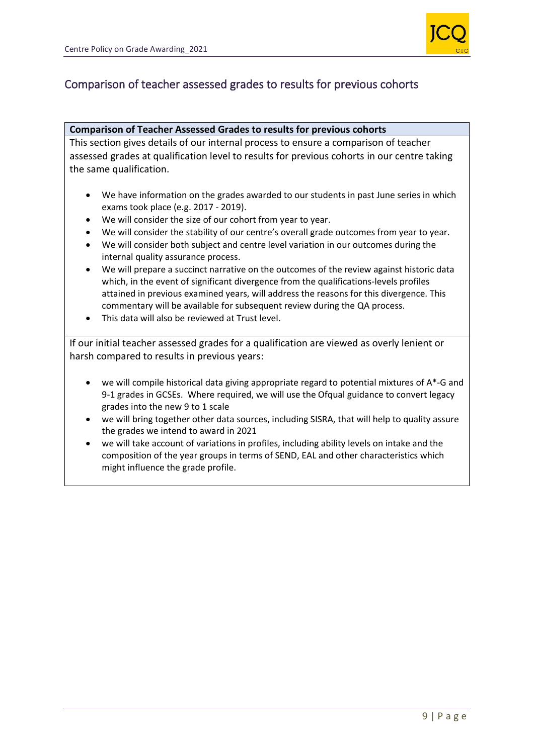## Comparison of teacher assessed grades to results for previous cohorts

**Comparison of Teacher Assessed Grades to results for previous cohorts**

This section gives details of our internal process to ensure a comparison of teacher assessed grades at qualification level to results for previous cohorts in our centre taking the same qualification.

- We have information on the grades awarded to our students in past June series in which exams took place (e.g. 2017 - 2019).
- We will consider the size of our cohort from year to year.
- We will consider the stability of our centre's overall grade outcomes from year to year.
- We will consider both subject and centre level variation in our outcomes during the internal quality assurance process.
- We will prepare a succinct narrative on the outcomes of the review against historic data which, in the event of significant divergence from the qualifications-levels profiles attained in previous examined years, will address the reasons for this divergence. This commentary will be available for subsequent review during the QA process.
- This data will also be reviewed at Trust level.

If our initial teacher assessed grades for a qualification are viewed as overly lenient or harsh compared to results in previous years:

- we will compile historical data giving appropriate regard to potential mixtures of A*-G and 9-1 grades in GCSEs. Where required, we will use the Ofqual guidance to convert legacy grades into the new 9 to 1 scale
- we will bring together other data sources, including SISRA, that will help to quality assure the grades we intend to award in 2021
- we will take account of variations in profiles, including ability levels on intake and the composition of the year groups in terms of SEND, EAL and other characteristics which might influence the grade profile.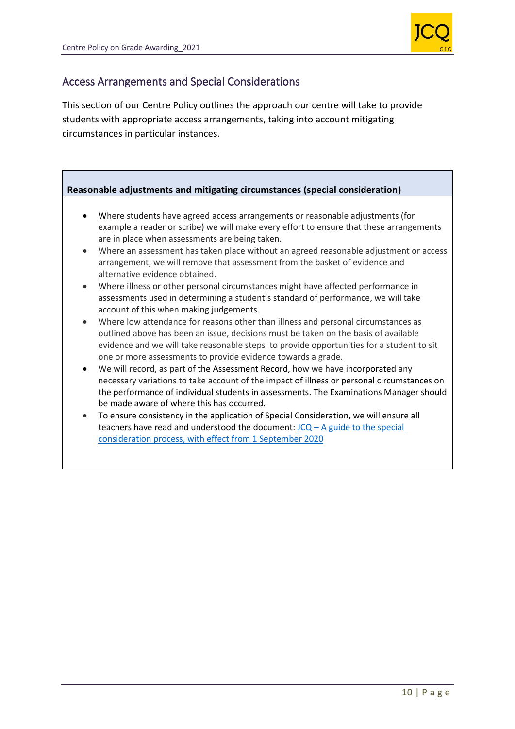## Access Arrangements and Special Considerations

This section of our Centre Policy outlines the approach our centre will take to provide students with appropriate access arrangements, taking into account mitigating circumstances in particular instances.

**Reasonable adjustments and mitigating circumstances (special consideration)**

- Where students have agreed access arrangements or reasonable adjustments (for example a reader or scribe) we will make every effort to ensure that these arrangements are in place when assessments are being taken.
- Where an assessment has taken place without an agreed reasonable adjustment or access arrangement, we will remove that assessment from the basket of evidence and alternative evidence obtained.
- Where illness or other personal circumstances might have affected performance in assessments used in determining a student's standard of performance, we will take account of this when making judgements.
- Where low attendance for reasons other than illness and personal circumstances as outlined above has been an issue, decisions must be taken on the basis of available evidence and we will take reasonable steps to provide opportunities for a student to sit one or more assessments to provide evidence towards a grade.
- We will record, as part of the Assessment Record, how we have incorporated any necessary variations to take account of the impact of illness or personal circumstances on the performance of individual students in assessments. The Examinations Manager should be made aware of where this has occurred.
- To ensure consistency in the application of Special Consideration, we will ensure all teachers have read and understood the document: JCQ – A guide to the special consideration process, with effect from 1 September 2020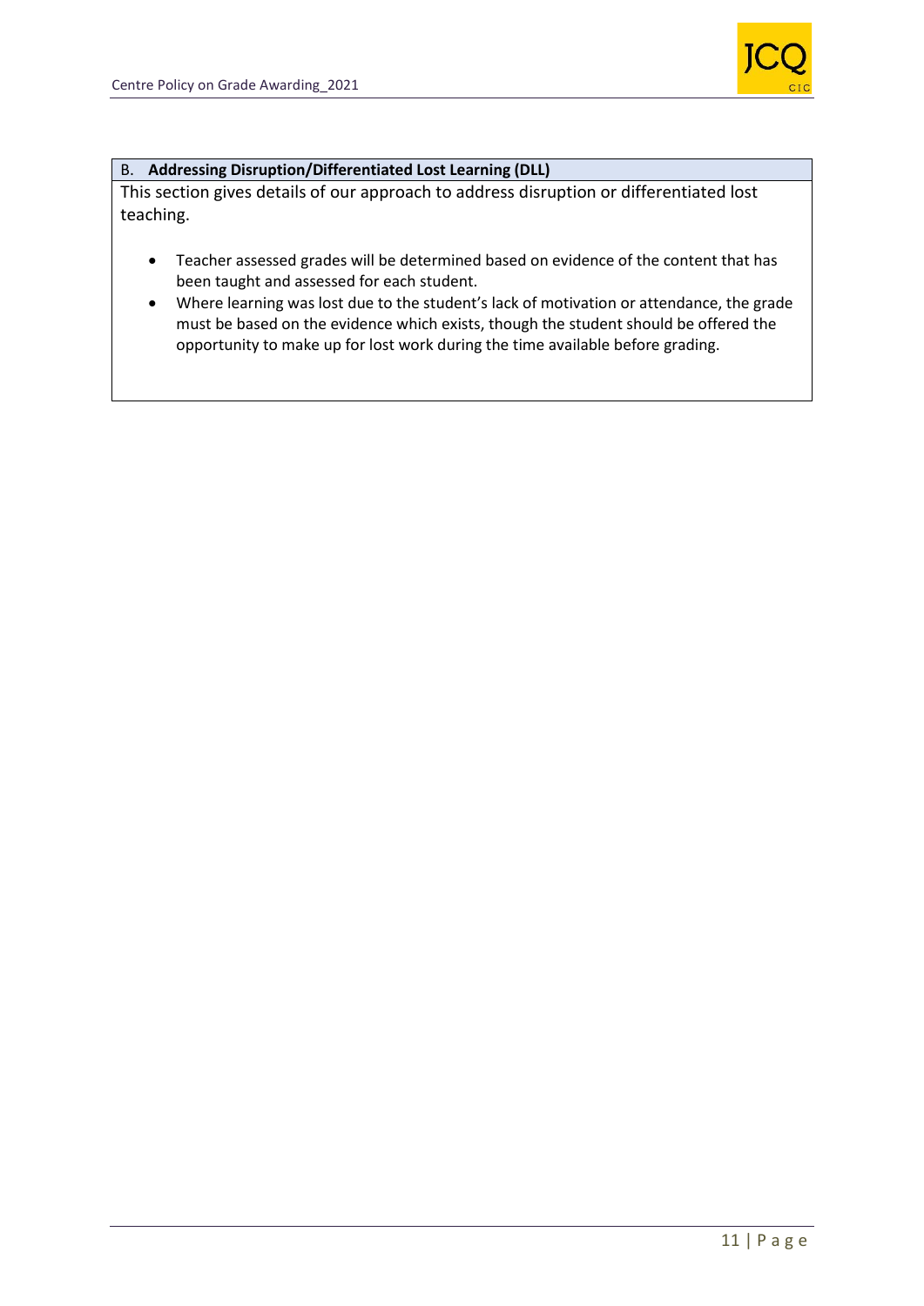## B. Addressing Disruption/Differentiated Lost Learning (DLL)

This section gives details of our approach to address disruption or differentiated lost teaching.

- Teacher assessed grades will be determined based on evidence of the content that has been taught and assessed for each student.
- Where learning was lost due to the student's lack of motivation or attendance, the grade must be based on the evidence which exists, though the student should be offered the opportunity to make up for lost work during the time available before grading.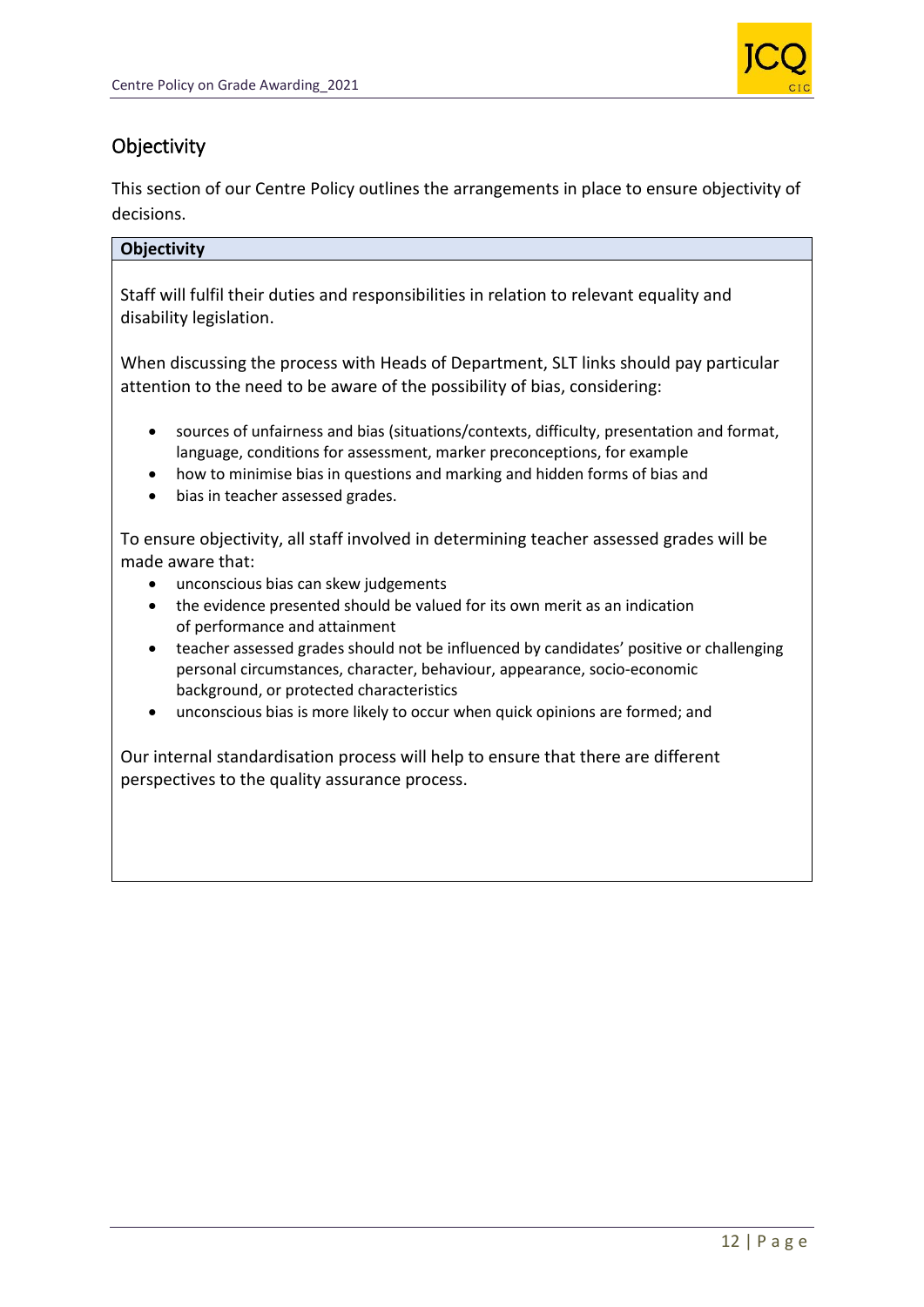## Objectivity

This section of our Centre Policy outlines the arrangements in place to ensure objectivity of decisions.

| **Objectivity** |
|---|
| Staff will fulfil their duties and responsibilities in relation to relevant equality and disability legislation.<br><br>When discussing the process with Heads of Department, SLT links should pay particular attention to the need to be aware of the possibility of bias, considering:<br><br>• sources of unfairness and bias (situations/contexts, difficulty, presentation and format, language, conditions for assessment, marker preconceptions, for example<br>• how to minimise bias in questions and marking and hidden forms of bias and<br>• bias in teacher assessed grades.<br><br>To ensure objectivity, all staff involved in determining teacher assessed grades will be made aware that:<br>• unconscious bias can skew judgements<br>• the evidence presented should be valued for its own merit as an indication of performance and attainment<br>• teacher assessed grades should not be influenced by candidates' positive or challenging personal circumstances, character, behaviour, appearance, socio-economic background, or protected characteristics<br>• unconscious bias is more likely to occur when quick opinions are formed; and<br><br>Our internal standardisation process will help to ensure that there are different perspectives to the quality assurance process. |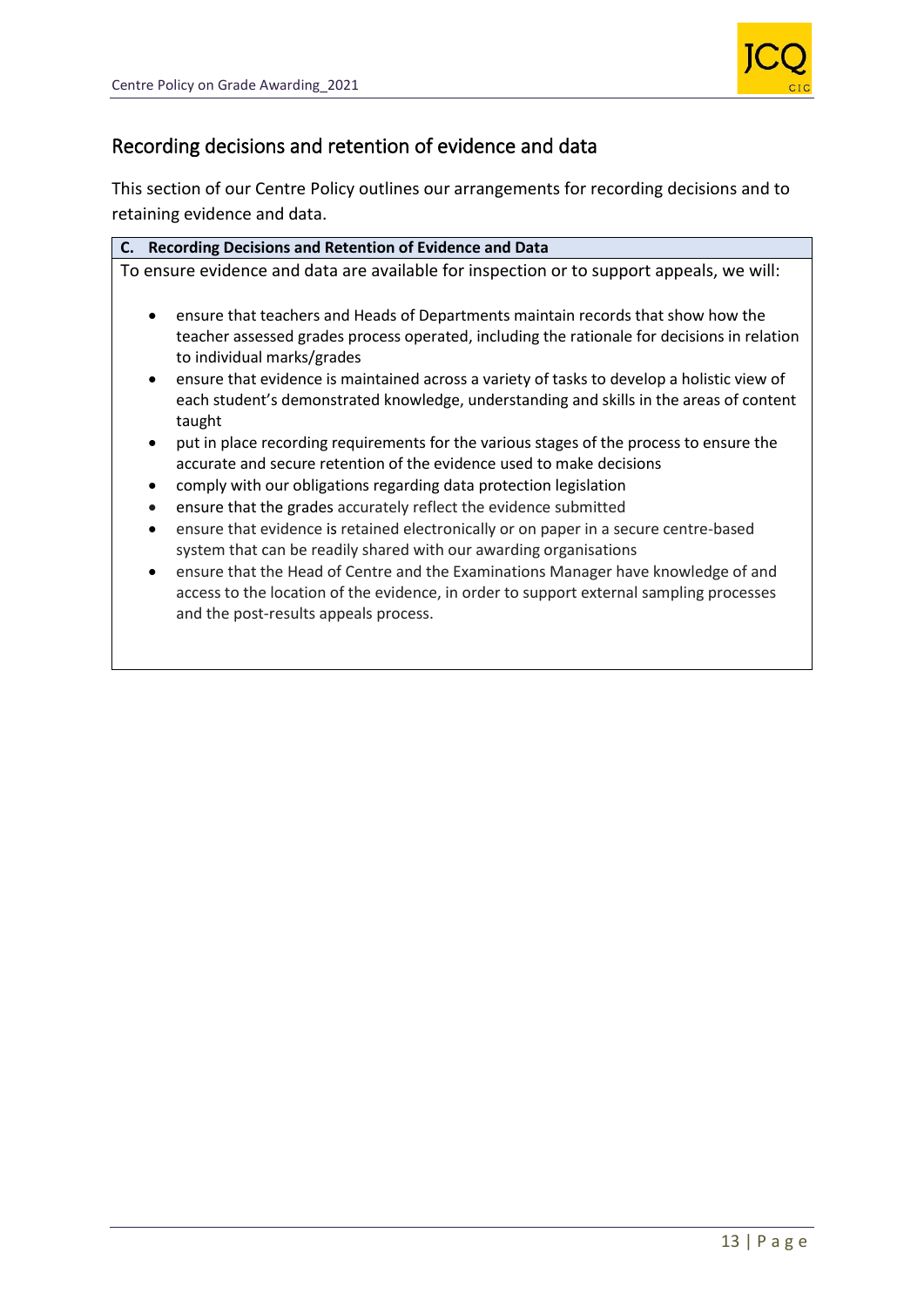## Recording decisions and retention of evidence and data

This section of our Centre Policy outlines our arrangements for recording decisions and to retaining evidence and data.

**C. Recording Decisions and Retention of Evidence and Data**

To ensure evidence and data are available for inspection or to support appeals, we will:

- ensure that teachers and Heads of Departments maintain records that show how the teacher assessed grades process operated, including the rationale for decisions in relation to individual marks/grades
- ensure that evidence is maintained across a variety of tasks to develop a holistic view of each student's demonstrated knowledge, understanding and skills in the areas of content taught
- put in place recording requirements for the various stages of the process to ensure the accurate and secure retention of the evidence used to make decisions
- comply with our obligations regarding data protection legislation
- ensure that the grades accurately reflect the evidence submitted
- ensure that evidence is retained electronically or on paper in a secure centre-based system that can be readily shared with our awarding organisations
- ensure that the Head of Centre and the Examinations Manager have knowledge of and access to the location of the evidence, in order to support external sampling processes and the post-results appeals process.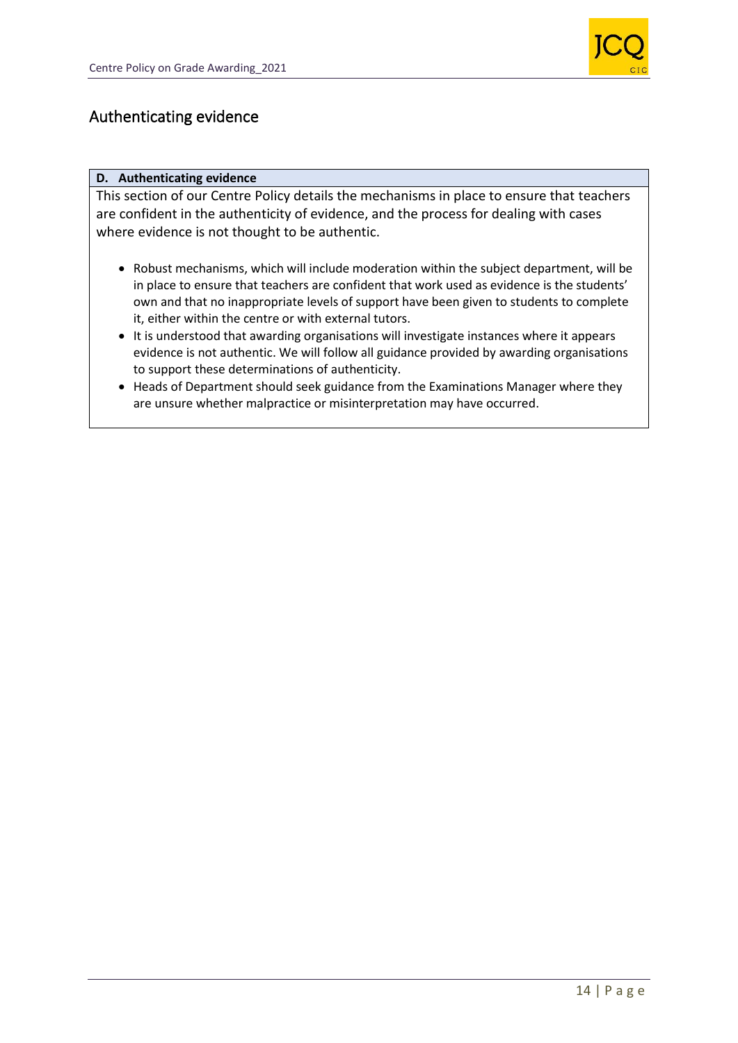## Authenticating evidence

**D. Authenticating evidence**

This section of our Centre Policy details the mechanisms in place to ensure that teachers are confident in the authenticity of evidence, and the process for dealing with cases where evidence is not thought to be authentic.

- Robust mechanisms, which will include moderation within the subject department, will be in place to ensure that teachers are confident that work used as evidence is the students' own and that no inappropriate levels of support have been given to students to complete it, either within the centre or with external tutors.
- It is understood that awarding organisations will investigate instances where it appears evidence is not authentic. We will follow all guidance provided by awarding organisations to support these determinations of authenticity.
- Heads of Department should seek guidance from the Examinations Manager where they are unsure whether malpractice or misinterpretation may have occurred.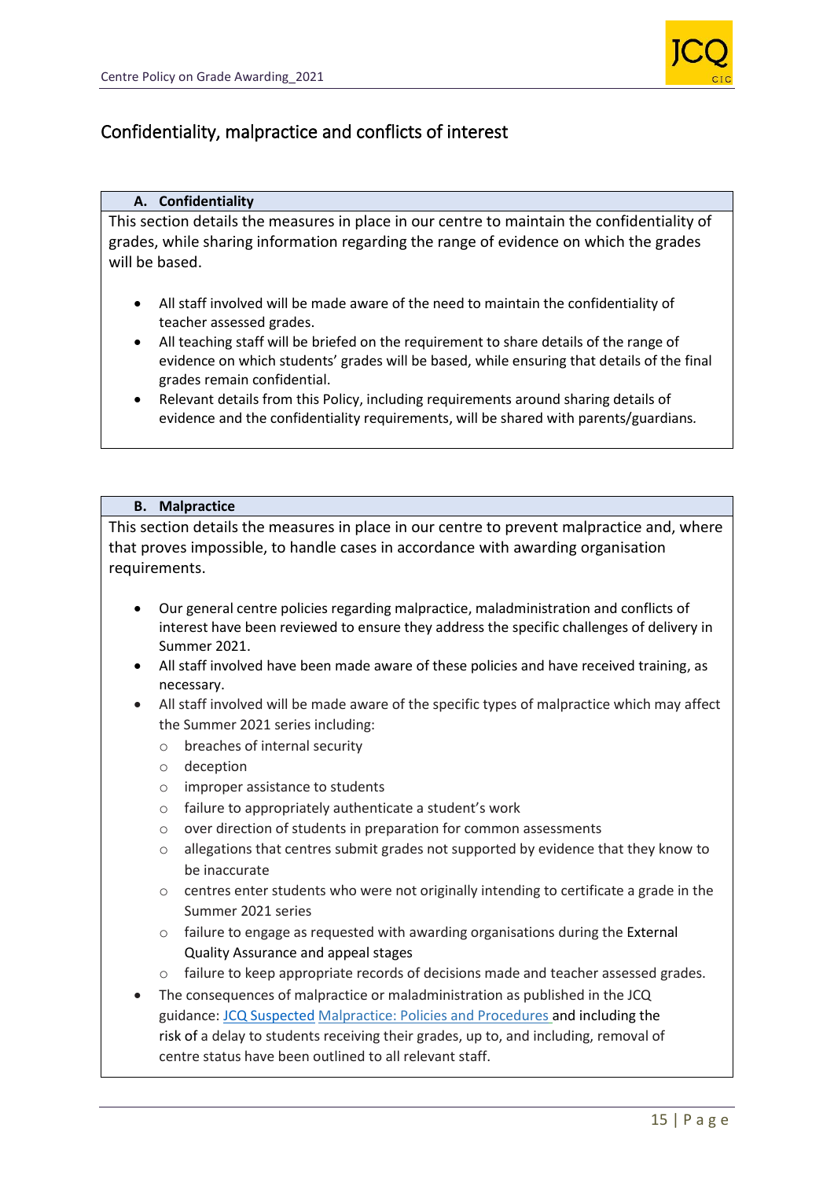## Confidentiality, malpractice and conflicts of interest

### A. Confidentiality

This section details the measures in place in our centre to maintain the confidentiality of grades, while sharing information regarding the range of evidence on which the grades will be based.

- All staff involved will be made aware of the need to maintain the confidentiality of teacher assessed grades.
- All teaching staff will be briefed on the requirement to share details of the range of evidence on which students' grades will be based, while ensuring that details of the final grades remain confidential.
- Relevant details from this Policy, including requirements around sharing details of evidence and the confidentiality requirements, will be shared with parents/guardians.

### B. Malpractice

This section details the measures in place in our centre to prevent malpractice and, where that proves impossible, to handle cases in accordance with awarding organisation requirements.

- Our general centre policies regarding malpractice, maladministration and conflicts of interest have been reviewed to ensure they address the specific challenges of delivery in Summer 2021.
- All staff involved have been made aware of these policies and have received training, as necessary.
- All staff involved will be made aware of the specific types of malpractice which may affect the Summer 2021 series including:
  - breaches of internal security
  - deception
  - improper assistance to students
  - failure to appropriately authenticate a student's work
  - over direction of students in preparation for common assessments
  - allegations that centres submit grades not supported by evidence that they know to be inaccurate
  - centres enter students who were not originally intending to certificate a grade in the Summer 2021 series
  - failure to engage as requested with awarding organisations during the External Quality Assurance and appeal stages
  - failure to keep appropriate records of decisions made and teacher assessed grades.
- The consequences of malpractice or maladministration as published in the JCQ guidance: JCQ Suspected Malpractice: Policies and Procedures and including the risk of a delay to students receiving their grades, up to, and including, removal of centre status have been outlined to all relevant staff.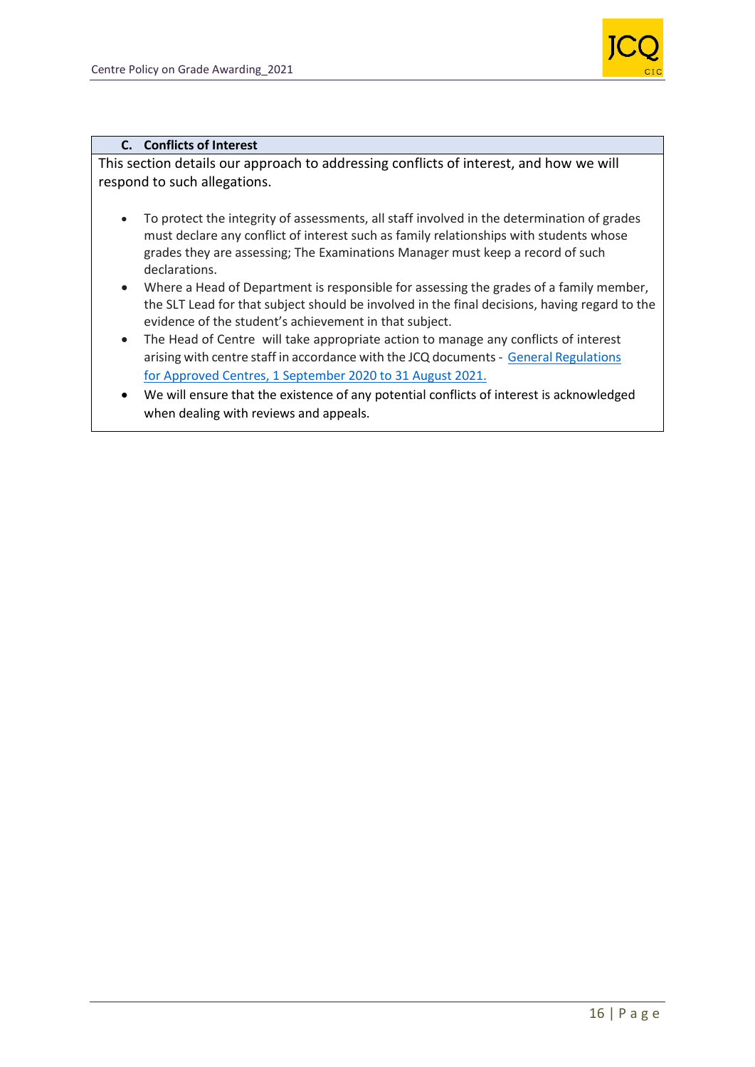## C. Conflicts of Interest

This section details our approach to addressing conflicts of interest, and how we will respond to such allegations.

- To protect the integrity of assessments, all staff involved in the determination of grades must declare any conflict of interest such as family relationships with students whose grades they are assessing; The Examinations Manager must keep a record of such declarations.
- Where a Head of Department is responsible for assessing the grades of a family member, the SLT Lead for that subject should be involved in the final decisions, having regard to the evidence of the student's achievement in that subject.
- The Head of Centre will take appropriate action to manage any conflicts of interest arising with centre staff in accordance with the JCQ documents - General Regulations for Approved Centres, 1 September 2020 to 31 August 2021.
- We will ensure that the existence of any potential conflicts of interest is acknowledged when dealing with reviews and appeals.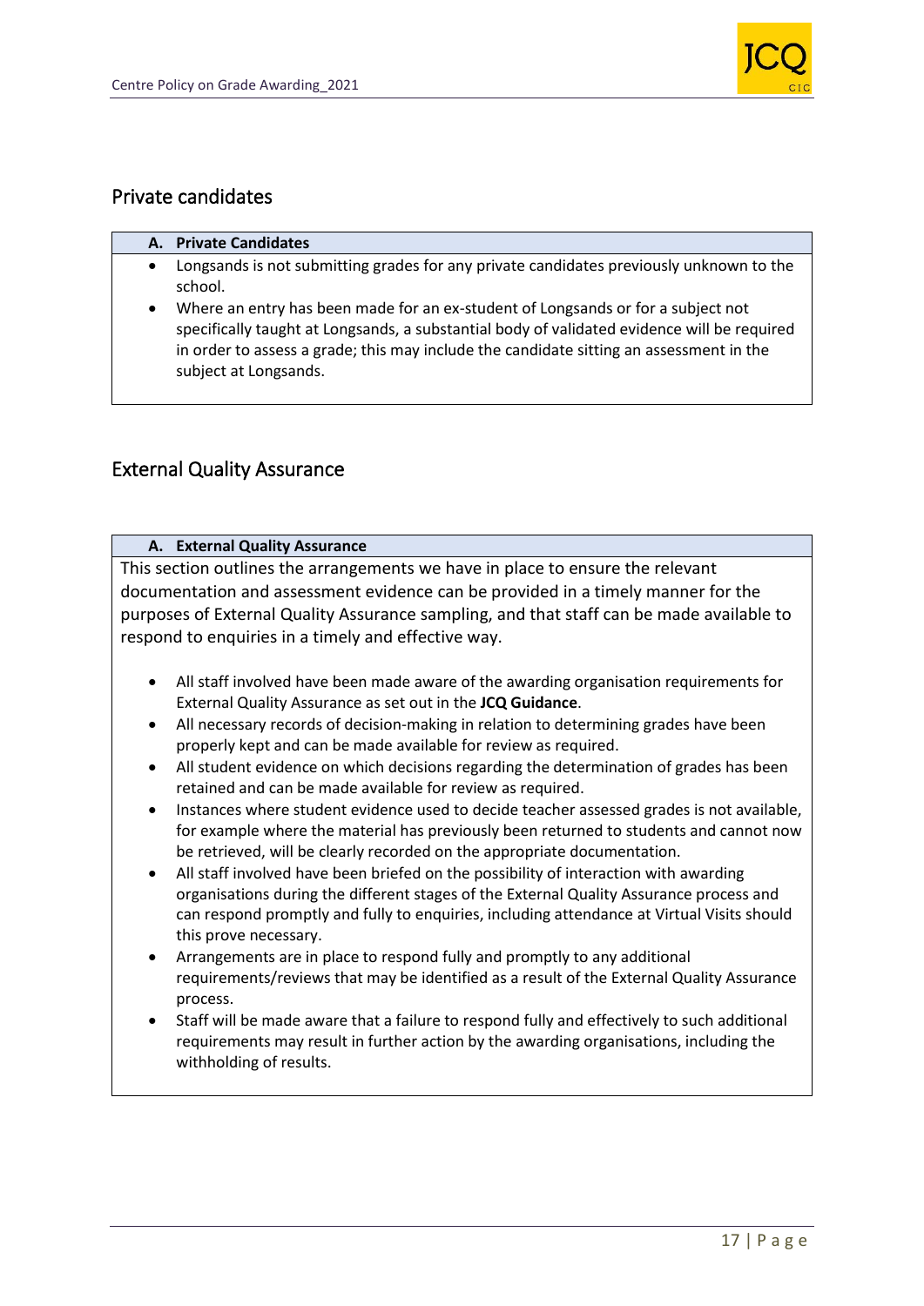## Private candidates

### A. Private Candidates

- Longsands is not submitting grades for any private candidates previously unknown to the school.
- Where an entry has been made for an ex-student of Longsands or for a subject not specifically taught at Longsands, a substantial body of validated evidence will be required in order to assess a grade; this may include the candidate sitting an assessment in the subject at Longsands.

## External Quality Assurance

### A. External Quality Assurance

This section outlines the arrangements we have in place to ensure the relevant documentation and assessment evidence can be provided in a timely manner for the purposes of External Quality Assurance sampling, and that staff can be made available to respond to enquiries in a timely and effective way.

- All staff involved have been made aware of the awarding organisation requirements for External Quality Assurance as set out in the **JCQ Guidance**.
- All necessary records of decision-making in relation to determining grades have been properly kept and can be made available for review as required.
- All student evidence on which decisions regarding the determination of grades has been retained and can be made available for review as required.
- Instances where student evidence used to decide teacher assessed grades is not available, for example where the material has previously been returned to students and cannot now be retrieved, will be clearly recorded on the appropriate documentation.
- All staff involved have been briefed on the possibility of interaction with awarding organisations during the different stages of the External Quality Assurance process and can respond promptly and fully to enquiries, including attendance at Virtual Visits should this prove necessary.
- Arrangements are in place to respond fully and promptly to any additional requirements/reviews that may be identified as a result of the External Quality Assurance process.
- Staff will be made aware that a failure to respond fully and effectively to such additional requirements may result in further action by the awarding organisations, including the withholding of results.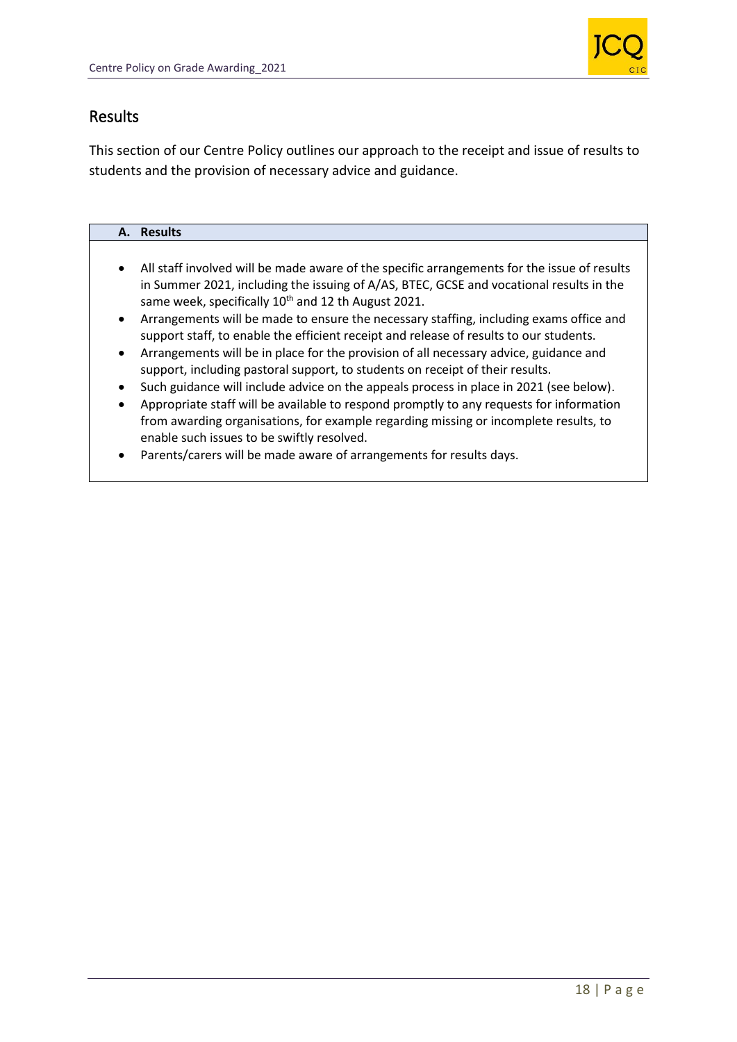## Results

This section of our Centre Policy outlines our approach to the receipt and issue of results to students and the provision of necessary advice and guidance.

| A. Results |
|---|
| • All staff involved will be made aware of the specific arrangements for the issue of results in Summer 2021, including the issuing of A/AS, BTEC, GCSE and vocational results in the same week, specifically 10th and 12 th August 2021.<br>• Arrangements will be made to ensure the necessary staffing, including exams office and support staff, to enable the efficient receipt and release of results to our students.<br>• Arrangements will be in place for the provision of all necessary advice, guidance and support, including pastoral support, to students on receipt of their results.<br>• Such guidance will include advice on the appeals process in place in 2021 (see below).<br>• Appropriate staff will be available to respond promptly to any requests for information from awarding organisations, for example regarding missing or incomplete results, to enable such issues to be swiftly resolved.<br>• Parents/carers will be made aware of arrangements for results days. |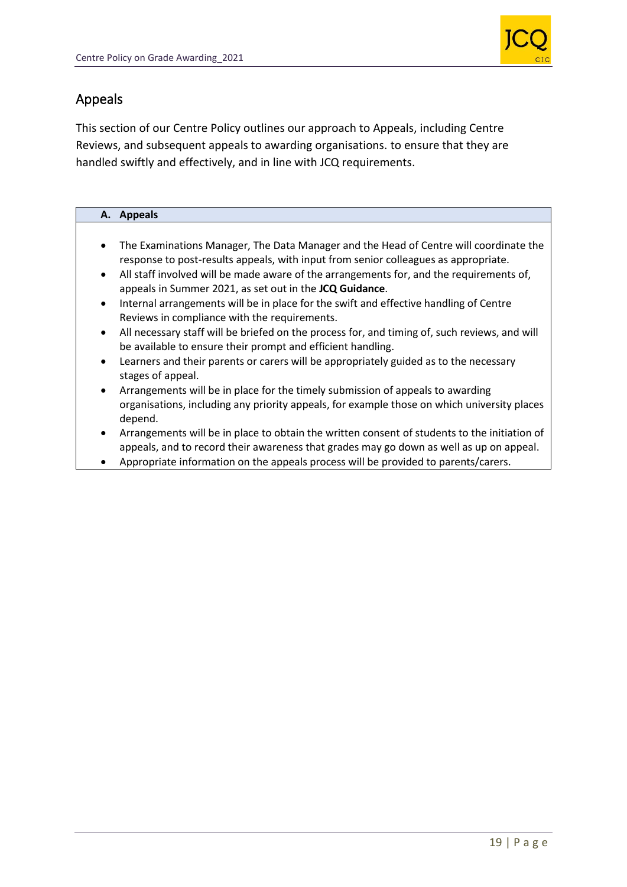## Appeals

This section of our Centre Policy outlines our approach to Appeals, including Centre Reviews, and subsequent appeals to awarding organisations. to ensure that they are handled swiftly and effectively, and in line with JCQ requirements.

### A. Appeals

- The Examinations Manager, The Data Manager and the Head of Centre will coordinate the response to post-results appeals, with input from senior colleagues as appropriate.
- All staff involved will be made aware of the arrangements for, and the requirements of, appeals in Summer 2021, as set out in the **JCQ Guidance**.
- Internal arrangements will be in place for the swift and effective handling of Centre Reviews in compliance with the requirements.
- All necessary staff will be briefed on the process for, and timing of, such reviews, and will be available to ensure their prompt and efficient handling.
- Learners and their parents or carers will be appropriately guided as to the necessary stages of appeal.
- Arrangements will be in place for the timely submission of appeals to awarding organisations, including any priority appeals, for example those on which university places depend.
- Arrangements will be in place to obtain the written consent of students to the initiation of appeals, and to record their awareness that grades may go down as well as up on appeal.
- Appropriate information on the appeals process will be provided to parents/carers.